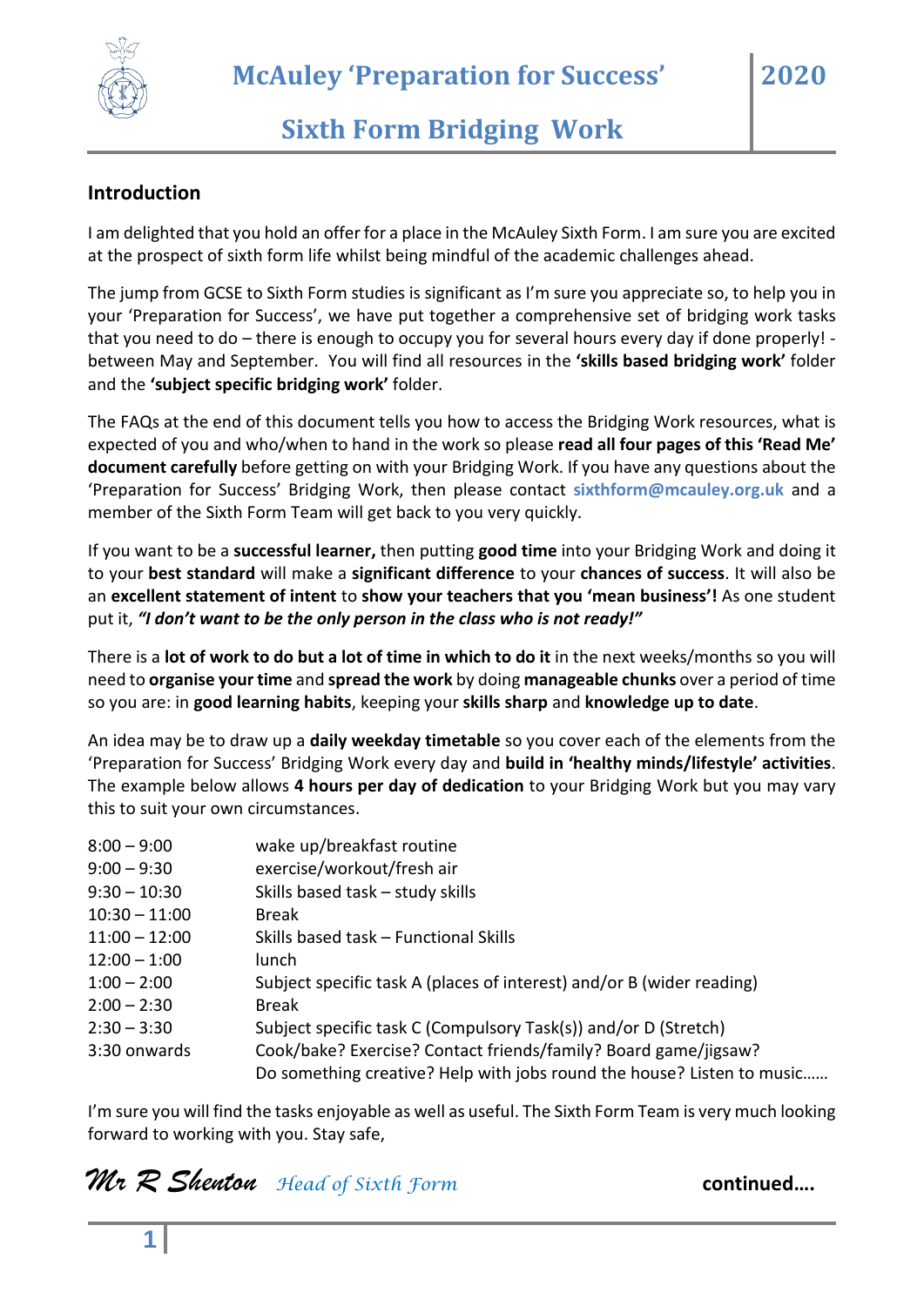# McAuley 'Preparation for Success' 2020

## Sixth Form Bridging Work

### Introduction

I am delighted that you hold an offer for a place in the McAuley Sixth Form. I am sure you are excited at the prospect of sixth form life whilst being mindful of the academic challenges ahead.

The jump from GCSE to Sixth Form studies is significant as I'm sure you appreciate so, to help you in your 'Preparation for Success', we have put together a comprehensive set of bridging work tasks that you need to do – there is enough to occupy you for several hours every day if done properly! - between May and September. You will find all resources in the **'skills based bridging work'** folder and the **'subject specific bridging work'** folder.

The FAQs at the end of this document tells you how to access the Bridging Work resources, what is expected of you and who/when to hand in the work so please **read all four pages of this 'Read Me' document carefully** before getting on with your Bridging Work. If you have any questions about the 'Preparation for Success' Bridging Work, then please contact **sixthform@mcauley.org.uk** and a member of the Sixth Form Team will get back to you very quickly.

If you want to be a **successful learner,** then putting **good time** into your Bridging Work and doing it to your **best standard** will make a **significant difference** to your **chances of success**. It will also be an **excellent statement of intent** to **show your teachers that you 'mean business'!** As one student put it, ***"I don't want to be the only person in the class who is not ready!"***

There is a **lot of work to do but a lot of time in which to do it** in the next weeks/months so you will need to **organise your time** and **spread the work** by doing **manageable chunks** over a period of time so you are: in **good learning habits**, keeping your **skills sharp** and **knowledge up to date**.

An idea may be to draw up a **daily weekday timetable** so you cover each of the elements from the 'Preparation for Success' Bridging Work every day and **build in 'healthy minds/lifestyle' activities**. The example below allows **4 hours per day of dedication** to your Bridging Work but you may vary this to suit your own circumstances.

| | |
|---|---|
| 8:00 – 9:00 | wake up/breakfast routine |
| 9:00 – 9:30 | exercise/workout/fresh air |
| 9:30 – 10:30 | Skills based task – study skills |
| 10:30 – 11:00 | Break |
| 11:00 – 12:00 | Skills based task – Functional Skills |
| 12:00 – 1:00 | lunch |
| 1:00 – 2:00 | Subject specific task A (places of interest) and/or B (wider reading) |
| 2:00 – 2:30 | Break |
| 2:30 – 3:30 | Subject specific task C (Compulsory Task(s)) and/or D (Stretch) |
| 3:30 onwards | Cook/bake? Exercise? Contact friends/family? Board game/jigsaw? Do something creative? Help with jobs round the house? Listen to music…… |

I'm sure you will find the tasks enjoyable as well as useful. The Sixth Form Team is very much looking forward to working with you. Stay safe,

*Mr R Shenton* *Head of Sixth Form*

**continued….**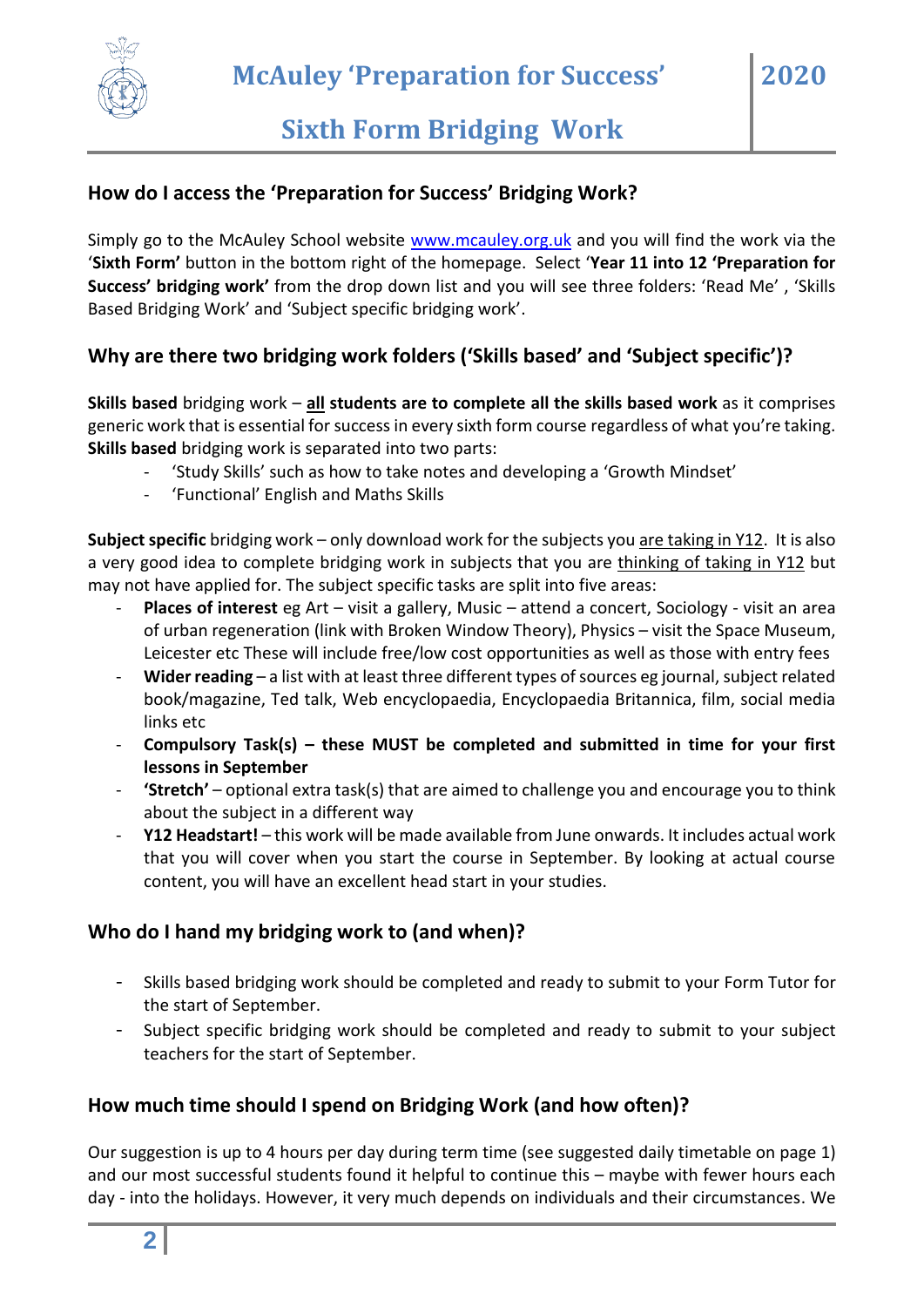# McAuley 'Preparation for Success' 2020

## Sixth Form Bridging Work

### How do I access the 'Preparation for Success' Bridging Work?

Simply go to the McAuley School website www.mcauley.org.uk and you will find the work via the '**Sixth Form'** button in the bottom right of the homepage. Select '**Year 11 into 12 'Preparation for Success' bridging work'** from the drop down list and you will see three folders: 'Read Me' , 'Skills Based Bridging Work' and 'Subject specific bridging work'.

### Why are there two bridging work folders ('Skills based' and 'Subject specific')?

**Skills based** bridging work – **all students are to complete all the skills based work** as it comprises generic work that is essential for success in every sixth form course regardless of what you're taking. **Skills based** bridging work is separated into two parts:

- 'Study Skills' such as how to take notes and developing a 'Growth Mindset'
- 'Functional' English and Maths Skills

**Subject specific** bridging work – only download work for the subjects you are taking in Y12. It is also a very good idea to complete bridging work in subjects that you are thinking of taking in Y12 but may not have applied for. The subject specific tasks are split into five areas:

- **Places of interest** eg Art – visit a gallery, Music – attend a concert, Sociology - visit an area of urban regeneration (link with Broken Window Theory), Physics – visit the Space Museum, Leicester etc These will include free/low cost opportunities as well as those with entry fees
- **Wider reading** – a list with at least three different types of sources eg journal, subject related book/magazine, Ted talk, Web encyclopaedia, Encyclopaedia Britannica, film, social media links etc
- **Compulsory Task(s) – these MUST be completed and submitted in time for your first lessons in September**
- **'Stretch'** – optional extra task(s) that are aimed to challenge you and encourage you to think about the subject in a different way
- **Y12 Headstart!** – this work will be made available from June onwards. It includes actual work that you will cover when you start the course in September. By looking at actual course content, you will have an excellent head start in your studies.

### Who do I hand my bridging work to (and when)?

- Skills based bridging work should be completed and ready to submit to your Form Tutor for the start of September.
- Subject specific bridging work should be completed and ready to submit to your subject teachers for the start of September.

### How much time should I spend on Bridging Work (and how often)?

Our suggestion is up to 4 hours per day during term time (see suggested daily timetable on page 1) and our most successful students found it helpful to continue this – maybe with fewer hours each day - into the holidays. However, it very much depends on individuals and their circumstances. We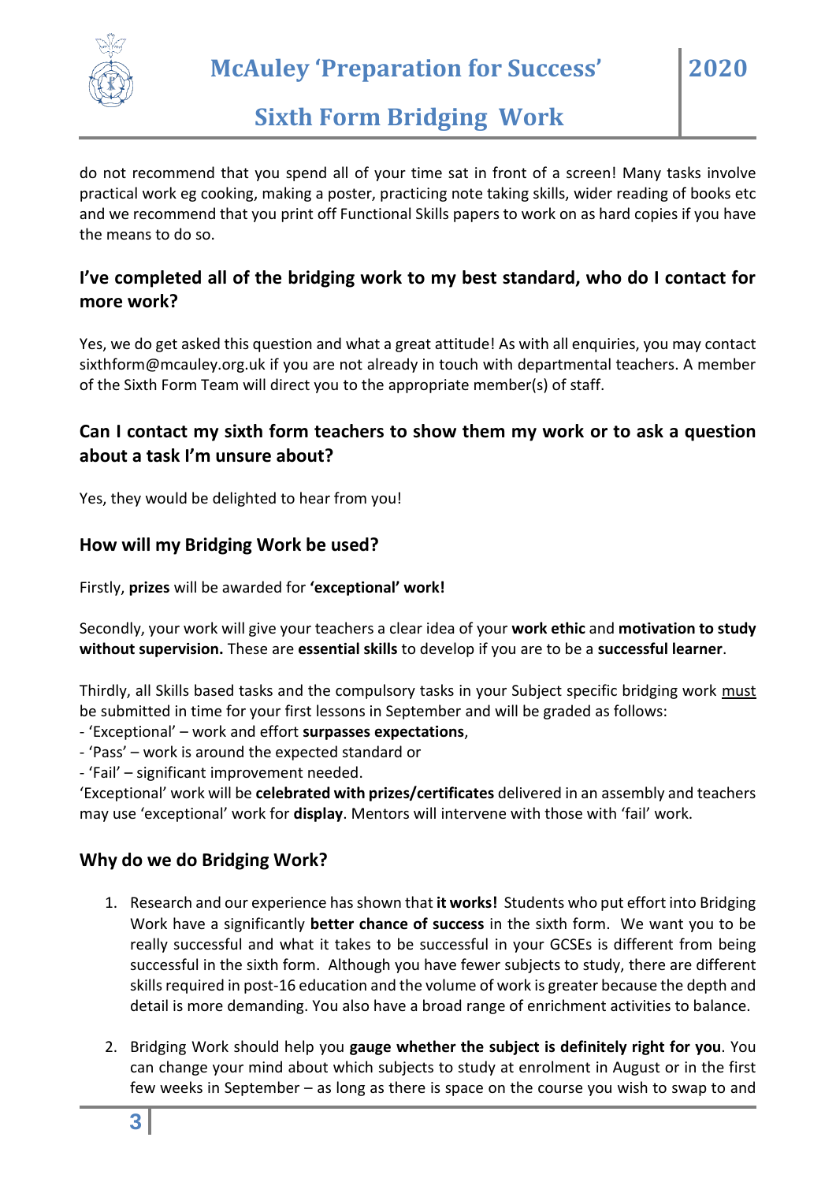do not recommend that you spend all of your time sat in front of a screen! Many tasks involve practical work eg cooking, making a poster, practicing note taking skills, wider reading of books etc and we recommend that you print off Functional Skills papers to work on as hard copies if you have the means to do so.

### I've completed all of the bridging work to my best standard, who do I contact for more work?

Yes, we do get asked this question and what a great attitude! As with all enquiries, you may contact sixthform@mcauley.org.uk if you are not already in touch with departmental teachers. A member of the Sixth Form Team will direct you to the appropriate member(s) of staff.

### Can I contact my sixth form teachers to show them my work or to ask a question about a task I'm unsure about?

Yes, they would be delighted to hear from you!

### How will my Bridging Work be used?

Firstly, **prizes** will be awarded for **'exceptional' work!**

Secondly, your work will give your teachers a clear idea of your **work ethic** and **motivation to study without supervision.** These are **essential skills** to develop if you are to be a **successful learner**.

Thirdly, all Skills based tasks and the compulsory tasks in your Subject specific bridging work must be submitted in time for your first lessons in September and will be graded as follows:
- 'Exceptional' – work and effort **surpasses expectations**,
- 'Pass' – work is around the expected standard or
- 'Fail' – significant improvement needed.

'Exceptional' work will be **celebrated with prizes/certificates** delivered in an assembly and teachers may use 'exceptional' work for **display**. Mentors will intervene with those with 'fail' work.

### Why do we do Bridging Work?

1. Research and our experience has shown that **it works!** Students who put effort into Bridging Work have a significantly **better chance of success** in the sixth form. We want you to be really successful and what it takes to be successful in your GCSEs is different from being successful in the sixth form. Although you have fewer subjects to study, there are different skills required in post-16 education and the volume of work is greater because the depth and detail is more demanding. You also have a broad range of enrichment activities to balance.

2. Bridging Work should help you **gauge whether the subject is definitely right for you**. You can change your mind about which subjects to study at enrolment in August or in the first few weeks in September – as long as there is space on the course you wish to swap to and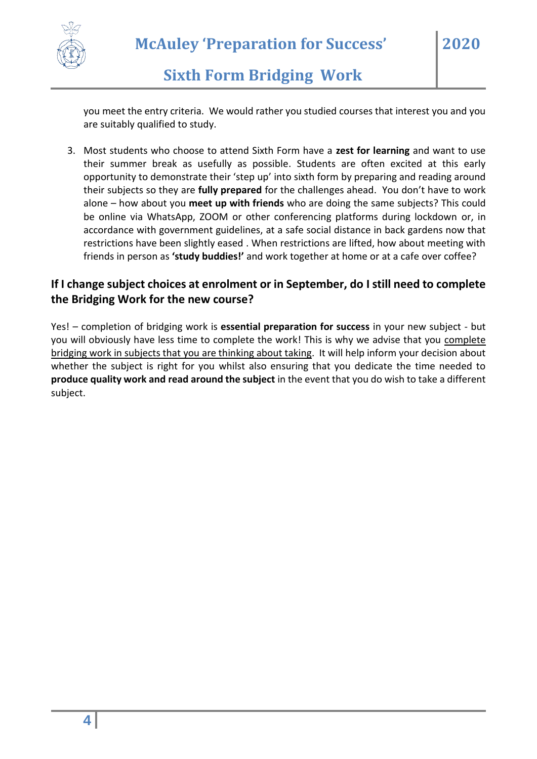you meet the entry criteria. We would rather you studied courses that interest you and you are suitably qualified to study.

3. Most students who choose to attend Sixth Form have a **zest for learning** and want to use their summer break as usefully as possible. Students are often excited at this early opportunity to demonstrate their 'step up' into sixth form by preparing and reading around their subjects so they are **fully prepared** for the challenges ahead. You don't have to work alone – how about you **meet up with friends** who are doing the same subjects? This could be online via WhatsApp, ZOOM or other conferencing platforms during lockdown or, in accordance with government guidelines, at a safe social distance in back gardens now that restrictions have been slightly eased . When restrictions are lifted, how about meeting with friends in person as **'study buddies!'** and work together at home or at a cafe over coffee?

## If I change subject choices at enrolment or in September, do I still need to complete the Bridging Work for the new course?

Yes! – completion of bridging work is **essential preparation for success** in your new subject - but you will obviously have less time to complete the work! This is why we advise that you complete bridging work in subjects that you are thinking about taking. It will help inform your decision about whether the subject is right for you whilst also ensuring that you dedicate the time needed to **produce quality work and read around the subject** in the event that you do wish to take a different subject.